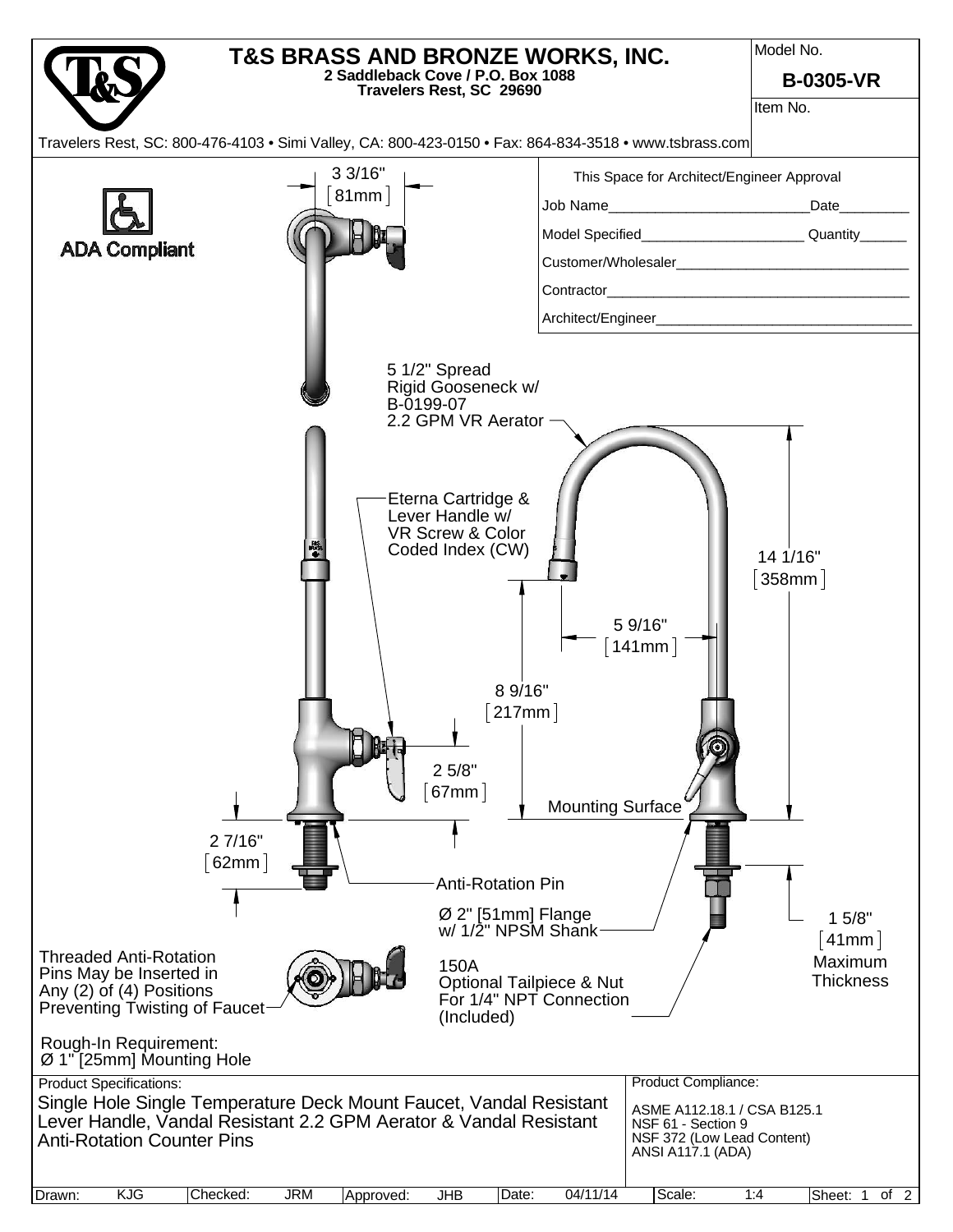# T&S BRASS AND BRONZE WORKS, INC.

**2 Saddleback Cove / P.O. Box 1088**
**Travelers Rest, SC 29690**

Travelers Rest, SC: 800-476-4103 • Simi Valley, CA: 800-423-0150 • Fax: 864-834-3518 • www.tsbrass.com

Model No.
**B-0305-VR**

Item No.

ADA Compliant

This Space for Architect/Engineer Approval

Job Name__________________________Date_________

Model Specified_____________________ Quantity______

Customer/Wholesaler______________________________

Contractor________________________________________

Architect/Engineer_________________________________

3 3/16" [81mm]

5 1/2" Spread Rigid Gooseneck w/ B-0199-07 2.2 GPM VR Aerator

Eterna Cartridge & Lever Handle w/ VR Screw & Color Coded Index (CW)

14 1/16" [358mm]

5 9/16" [141mm]

8 9/16" [217mm]

2 5/8" [67mm]

Mounting Surface

2 7/16" [62mm]

Anti-Rotation Pin

Ø 2" [51mm] Flange w/ 1/2" NPSM Shank

1 5/8" [41mm] Maximum Thickness

Threaded Anti-Rotation Pins May be Inserted in Any (2) of (4) Positions Preventing Twisting of Faucet

150A Optional Tailpiece & Nut For 1/4" NPT Connection (Included)

Rough-In Requirement:
Ø 1" [25mm] Mounting Hole

**Product Specifications:**
Single Hole Single Temperature Deck Mount Faucet, Vandal Resistant Lever Handle, Vandal Resistant 2.2 GPM Aerator & Vandal Resistant Anti-Rotation Counter Pins

**Product Compliance:**
ASME A112.18.1 / CSA B125.1
NSF 61 - Section 9
NSF 372 (Low Lead Content)
ANSI A117.1 (ADA)

| Drawn: | KJG | Checked: | JRM | Approved: | JHB | Date: | 04/11/14 | Scale: | 1:4 |
|---|---|---|---|---|---|---|---|---|---|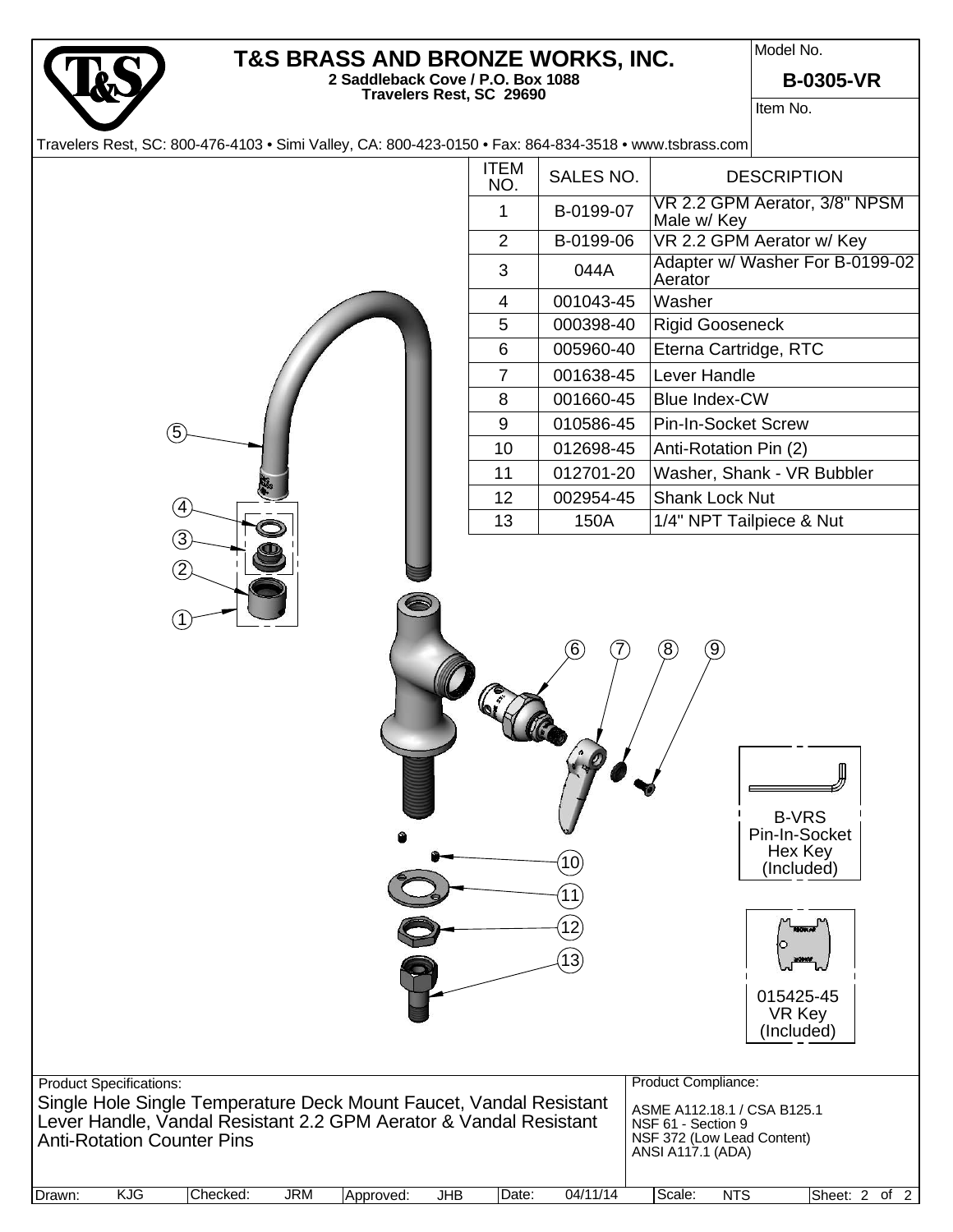# T&S BRASS AND BRONZE WORKS, INC.

**2 Saddleback Cove / P.O. Box 1088**
**Travelers Rest, SC 29690**

Travelers Rest, SC: 800-476-4103 • Simi Valley, CA: 800-423-0150 • Fax: 864-834-3518 • www.tsbrass.com

Model No.
**B-0305-VR**

Item No.

| ITEM NO. | SALES NO. | DESCRIPTION |
|---|---|---|
| 1 | B-0199-07 | VR 2.2 GPM Aerator, 3/8" NPSM Male w/ Key |
| 2 | B-0199-06 | VR 2.2 GPM Aerator w/ Key |
| 3 | 044A | Adapter w/ Washer For B-0199-02 Aerator |
| 4 | 001043-45 | Washer |
| 5 | 000398-40 | Rigid Gooseneck |
| 6 | 005960-40 | Eterna Cartridge, RTC |
| 7 | 001638-45 | Lever Handle |
| 8 | 001660-45 | Blue Index-CW |
| 9 | 010586-45 | Pin-In-Socket Screw |
| 10 | 012698-45 | Anti-Rotation Pin (2) |
| 11 | 012701-20 | Washer, Shank - VR Bubbler |
| 12 | 002954-45 | Shank Lock Nut |
| 13 | 150A | 1/4" NPT Tailpiece & Nut |

B-VRS
Pin-In-Socket
Hex Key
(Included)

015425-45
VR Key
(Included)

Product Specifications:

Single Hole Single Temperature Deck Mount Faucet, Vandal Resistant Lever Handle, Vandal Resistant 2.2 GPM Aerator & Vandal Resistant Anti-Rotation Counter Pins

Product Compliance:

ASME A112.18.1 / CSA B125.1
NSF 61 - Section 9
NSF 372 (Low Lead Content)
ANSI A117.1 (ADA)

| Drawn: | KJG | Checked: | JRM | Approved: | JHB | Date: | 04/11/14 | Scale: | NTS |
|---|---|---|---|---|---|---|---|---|---|